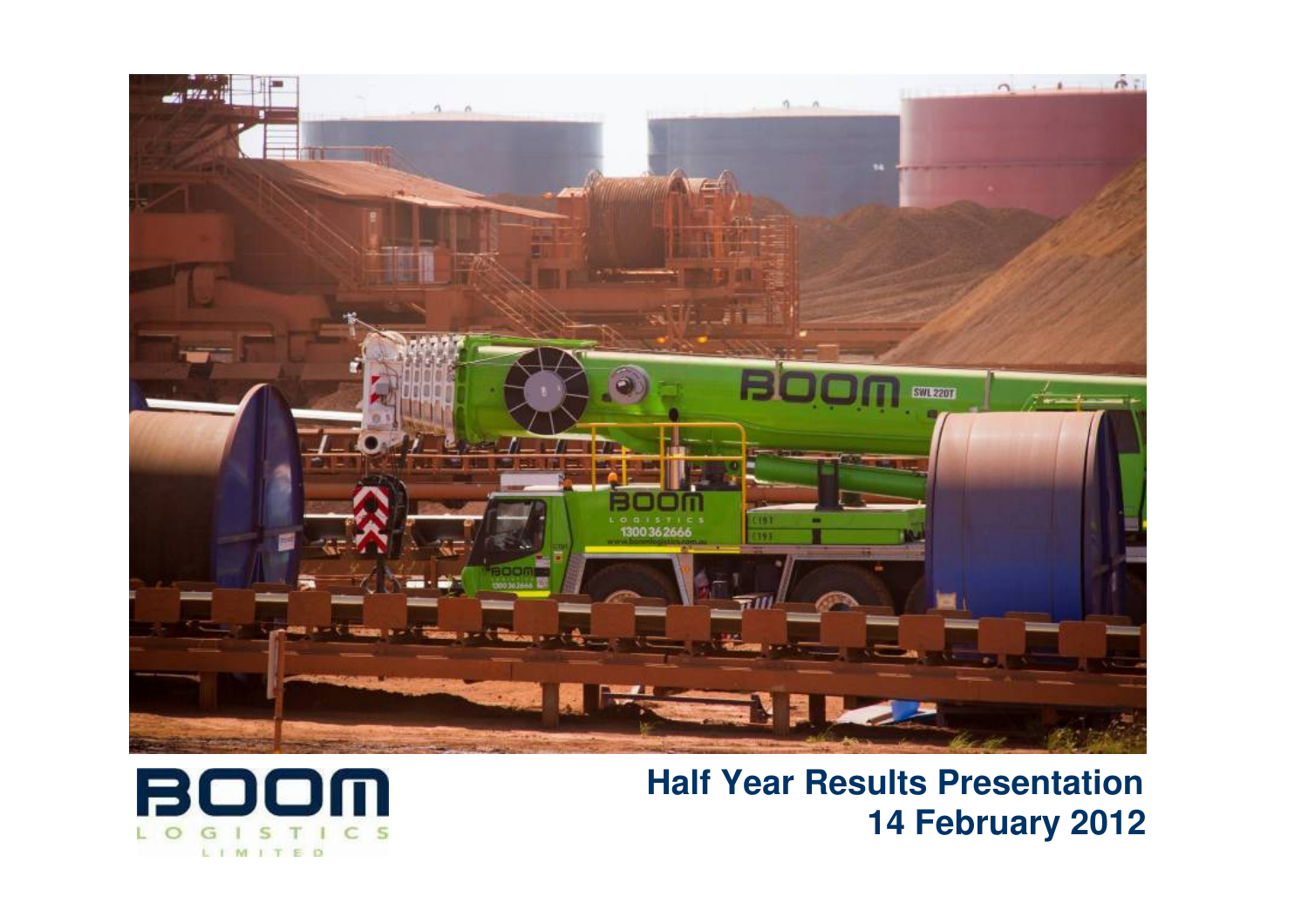BOOM LOGISTICS LIMITED

# Half Year Results Presentation

## 14 February 2012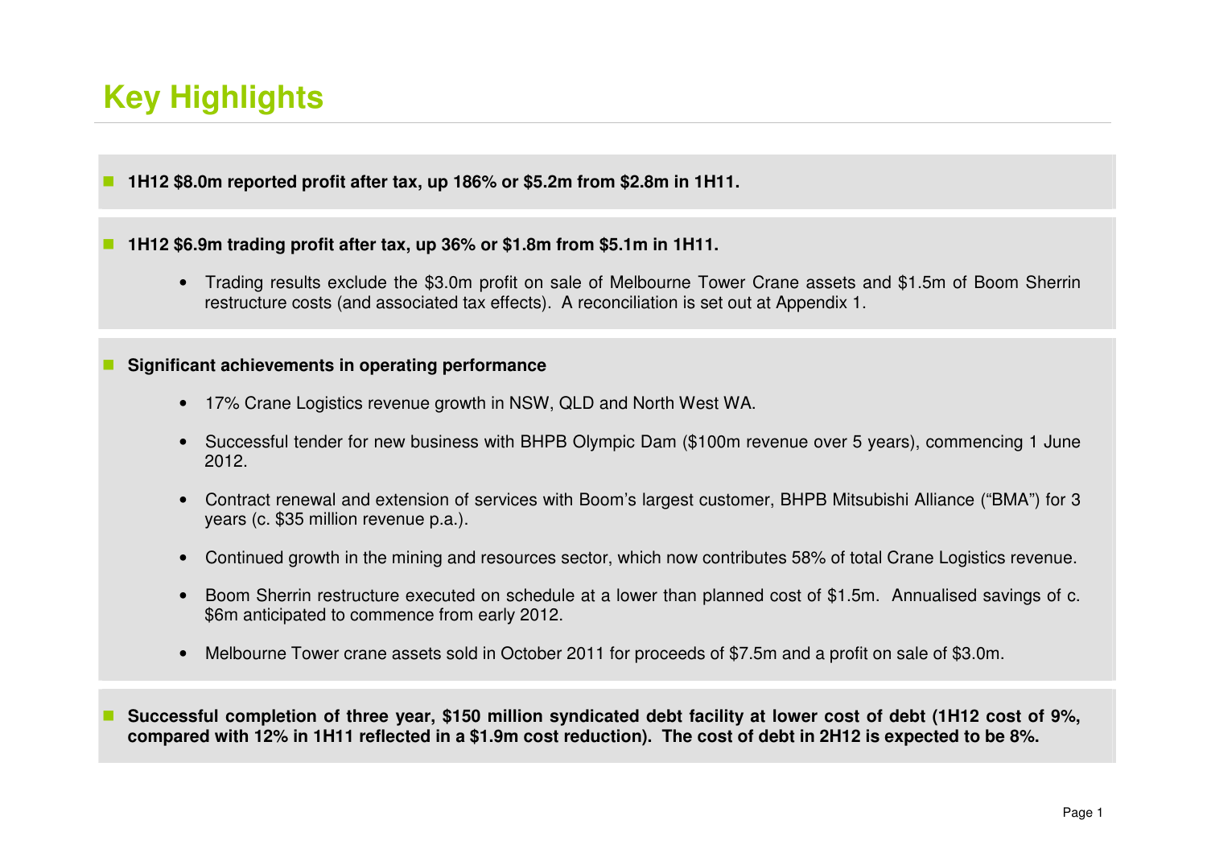# Key Highlights

- **1H12 $8.0m reported profit after tax, up 186% or $5.2m from $2.8m in 1H11.**

- **1H12 $6.9m trading profit after tax, up 36% or $1.8m from $5.1m in 1H11.**
  - Trading results exclude the $3.0m profit on sale of Melbourne Tower Crane assets and $1.5m of Boom Sherrin restructure costs (and associated tax effects). A reconciliation is set out at Appendix 1.

- **Significant achievements in operating performance**
  - 17% Crane Logistics revenue growth in NSW, QLD and North West WA.
  - Successful tender for new business with BHPB Olympic Dam ($100m revenue over 5 years), commencing 1 June 2012.
  - Contract renewal and extension of services with Boom's largest customer, BHPB Mitsubishi Alliance ("BMA") for 3 years (c. $35 million revenue p.a.).
  - Continued growth in the mining and resources sector, which now contributes 58% of total Crane Logistics revenue.
  - Boom Sherrin restructure executed on schedule at a lower than planned cost of $1.5m. Annualised savings of c. $6m anticipated to commence from early 2012.
  - Melbourne Tower crane assets sold in October 2011 for proceeds of $7.5m and a profit on sale of $3.0m.

- **Successful completion of three year, $150 million syndicated debt facility at lower cost of debt (1H12 cost of 9%, compared with 12% in 1H11 reflected in a $1.9m cost reduction). The cost of debt in 2H12 is expected to be 8%.**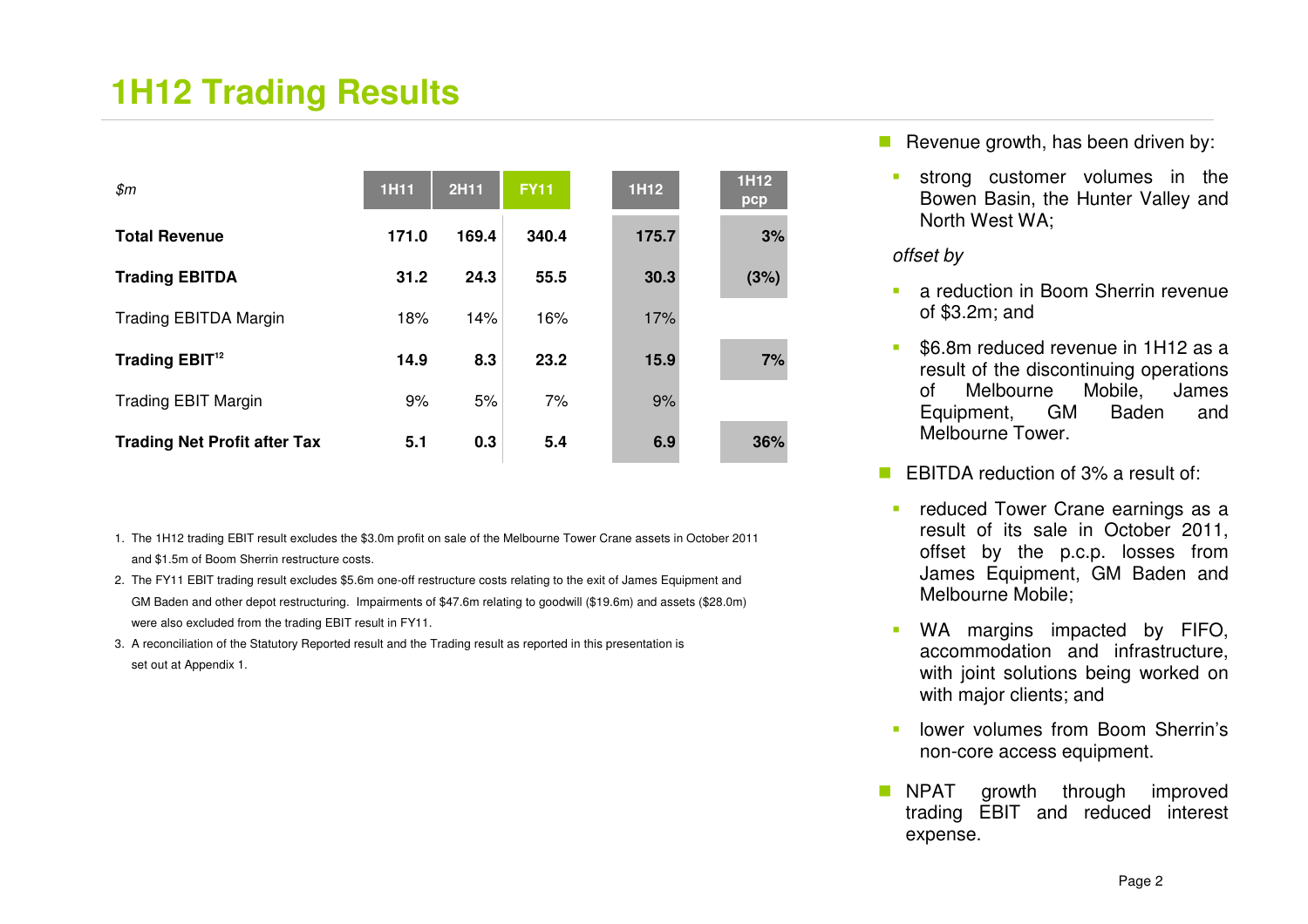# 1H12 Trading Results

| $m | 1H11 | 2H11 | FY11 | 1H12 | 1H12 pcp |
|---|---|---|---|---|---|
| **Total Revenue** | **171.0** | **169.4** | **340.4** | **175.7** | **3%** |
| **Trading EBITDA** | **31.2** | **24.3** | **55.5** | **30.3** | **(3%)** |
| Trading EBITDA Margin | 18% | 14% | 16% | 17% | |
| **Trading EBIT**[12] | **14.9** | **8.3** | **23.2** | **15.9** | **7%** |
| Trading EBIT Margin | 9% | 5% | 7% | 9% | |
| **Trading Net Profit after Tax** | **5.1** | **0.3** | **5.4** | **6.9** | **36%** |

1. The 1H12 trading EBIT result excludes the $3.0m profit on sale of the Melbourne Tower Crane assets in October 2011 and $1.5m of Boom Sherrin restructure costs.
2. The FY11 EBIT trading result excludes $5.6m one-off restructure costs relating to the exit of James Equipment and GM Baden and other depot restructuring. Impairments of $47.6m relating to goodwill ($19.6m) and assets ($28.0m) were also excluded from the trading EBIT result in FY11.
3. A reconciliation of the Statutory Reported result and the Trading result as reported in this presentation is set out at Appendix 1.

- Revenue growth, has been driven by:
  - strong customer volumes in the Bowen Basin, the Hunter Valley and North West WA;

  *offset by*

  - a reduction in Boom Sherrin revenue of $3.2m; and
  - $6.8m reduced revenue in 1H12 as a result of the discontinuing operations of Melbourne Mobile, James Equipment, GM Baden and Melbourne Tower.
- EBITDA reduction of 3% a result of:
  - reduced Tower Crane earnings as a result of its sale in October 2011, offset by the p.c.p. losses from James Equipment, GM Baden and Melbourne Mobile;
  - WA margins impacted by FIFO, accommodation and infrastructure, with joint solutions being worked on with major clients; and
  - lower volumes from Boom Sherrin's non-core access equipment.
- NPAT growth through improved trading EBIT and reduced interest expense.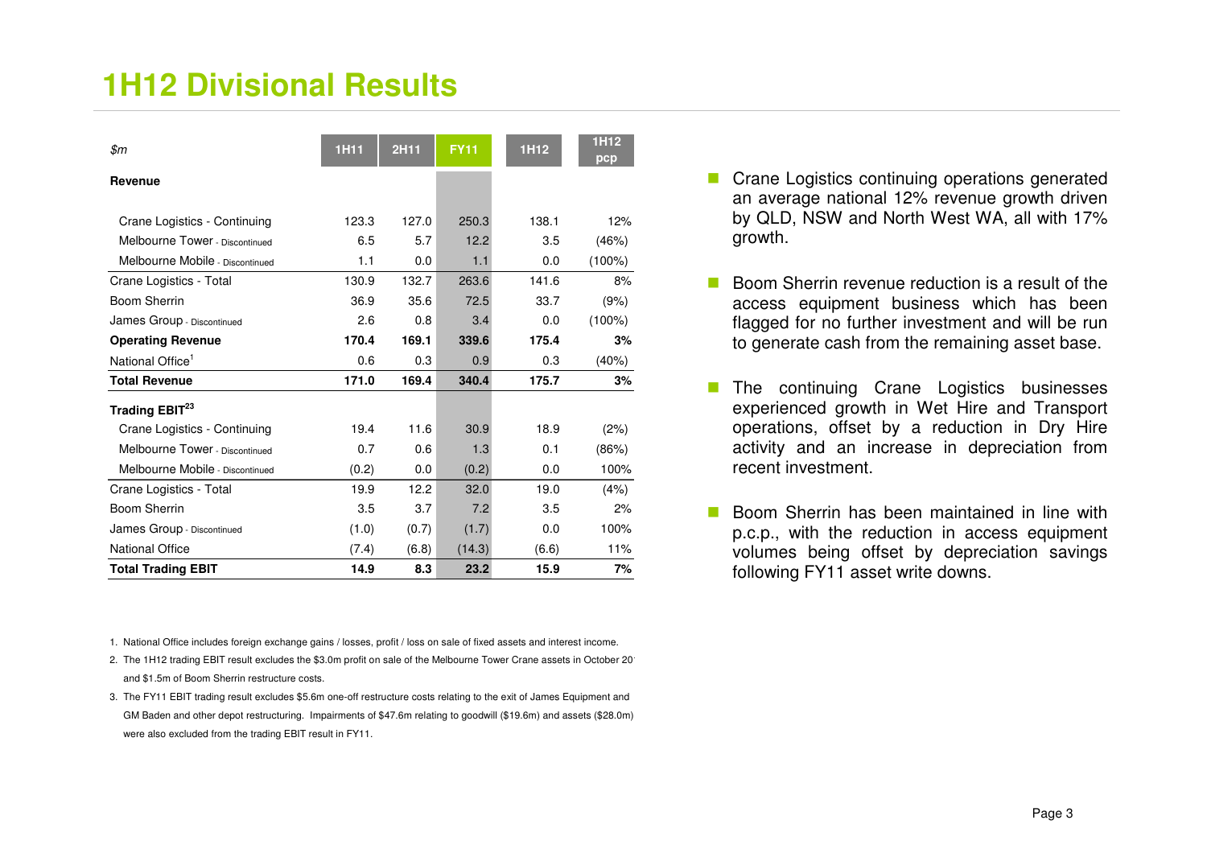# 1H12 Divisional Results

| $m | 1H11 | 2H11 | FY11 | 1H12 | 1H12 pcp |
|---|---|---|---|---|---|
| **Revenue** | | | | | |
| Crane Logistics - Continuing | 123.3 | 127.0 | 250.3 | 138.1 | 12% |
| Melbourne Tower - Discontinued | 6.5 | 5.7 | 12.2 | 3.5 | (46%) |
| Melbourne Mobile - Discontinued | 1.1 | 0.0 | 1.1 | 0.0 | (100%) |
| Crane Logistics - Total | 130.9 | 132.7 | 263.6 | 141.6 | 8% |
| Boom Sherrin | 36.9 | 35.6 | 72.5 | 33.7 | (9%) |
| James Group - Discontinued | 2.6 | 0.8 | 3.4 | 0.0 | (100%) |
| **Operating Revenue** | **170.4** | **169.1** | **339.6** | **175.4** | **3%** |
| National Office[1] | 0.6 | 0.3 | 0.9 | 0.3 | (40%) |
| **Total Revenue** | **171.0** | **169.4** | **340.4** | **175.7** | **3%** |
| **Trading EBIT[2,3]** | | | | | |
| Crane Logistics - Continuing | 19.4 | 11.6 | 30.9 | 18.9 | (2%) |
| Melbourne Tower - Discontinued | 0.7 | 0.6 | 1.3 | 0.1 | (86%) |
| Melbourne Mobile - Discontinued | (0.2) | 0.0 | (0.2) | 0.0 | 100% |
| Crane Logistics - Total | 19.9 | 12.2 | 32.0 | 19.0 | (4%) |
| Boom Sherrin | 3.5 | 3.7 | 7.2 | 3.5 | 2% |
| James Group - Discontinued | (1.0) | (0.7) | (1.7) | 0.0 | 100% |
| National Office | (7.4) | (6.8) | (14.3) | (6.6) | 11% |
| **Total Trading EBIT** | **14.9** | **8.3** | **23.2** | **15.9** | **7%** |

1. National Office includes foreign exchange gains / losses, profit / loss on sale of fixed assets and interest income.
2. The 1H12 trading EBIT result excludes the $3.0m profit on sale of the Melbourne Tower Crane assets in October 20 and $1.5m of Boom Sherrin restructure costs.
3. The FY11 EBIT trading result excludes $5.6m one-off restructure costs relating to the exit of James Equipment and GM Baden and other depot restructuring. Impairments of $47.6m relating to goodwill ($19.6m) and assets ($28.0m) were also excluded from the trading EBIT result in FY11.

- Crane Logistics continuing operations generated an average national 12% revenue growth driven by QLD, NSW and North West WA, all with 17% growth.
- Boom Sherrin revenue reduction is a result of the access equipment business which has been flagged for no further investment and will be run to generate cash from the remaining asset base.
- The continuing Crane Logistics businesses experienced growth in Wet Hire and Transport operations, offset by a reduction in Dry Hire activity and an increase in depreciation from recent investment.
- Boom Sherrin has been maintained in line with p.c.p., with the reduction in access equipment volumes being offset by depreciation savings following FY11 asset write downs.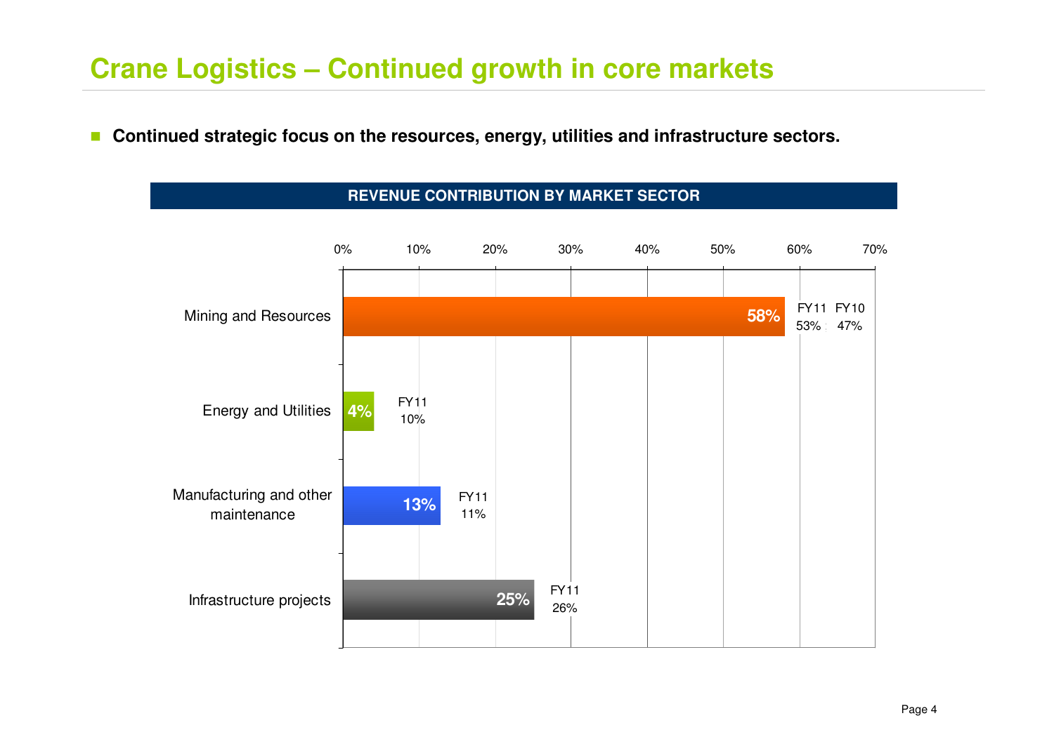# Crane Logistics – Continued growth in core markets

- **Continued strategic focus on the resources, energy, utilities and infrastructure sectors.**

**REVENUE CONTRIBUTION BY MARKET SECTOR**

| Market Sector | Current | FY11 | FY10 |
|---|---|---|---|
| Mining and Resources | 58% | 53% | 47% |
| Energy and Utilities | 4% | 10% | |
| Manufacturing and other maintenance | 13% | 11% | |
| Infrastructure projects | 25% | 26% | |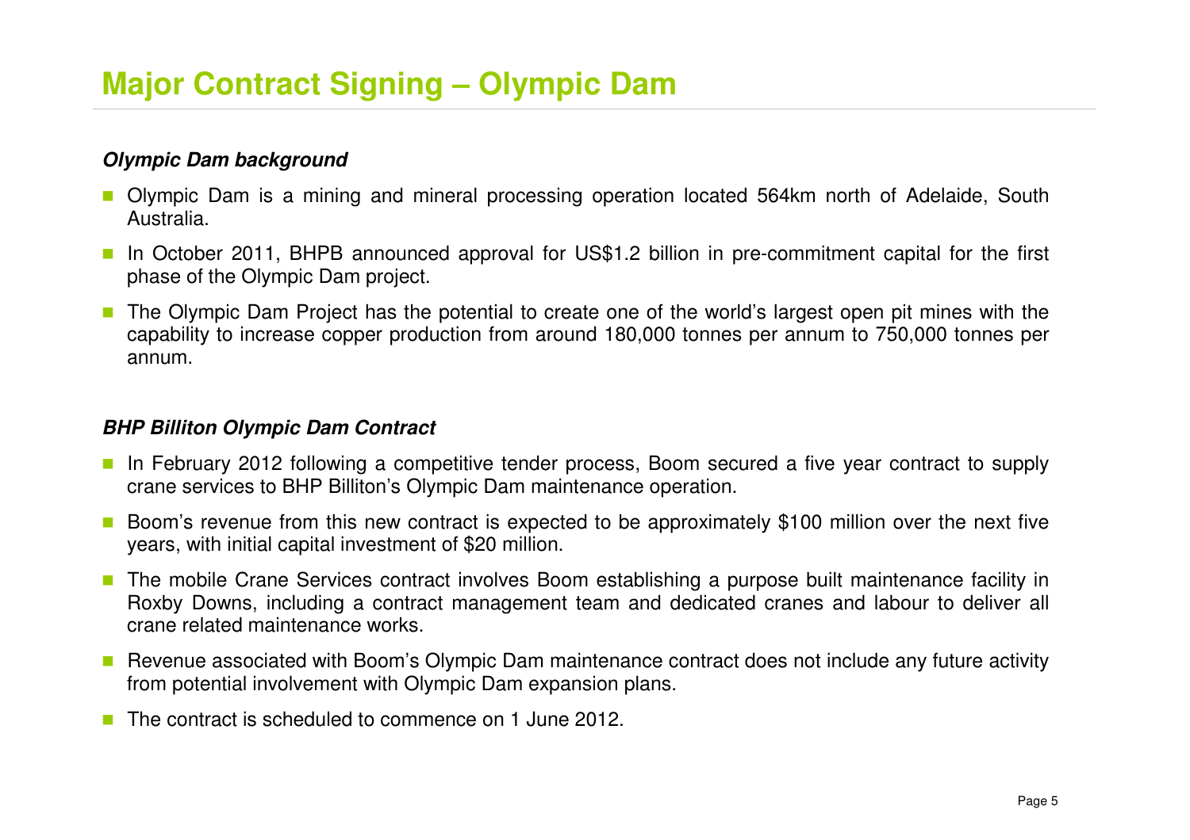# Major Contract Signing – Olympic Dam

***Olympic Dam background***

- Olympic Dam is a mining and mineral processing operation located 564km north of Adelaide, South Australia.
- In October 2011, BHPB announced approval for US$1.2 billion in pre-commitment capital for the first phase of the Olympic Dam project.
- The Olympic Dam Project has the potential to create one of the world's largest open pit mines with the capability to increase copper production from around 180,000 tonnes per annum to 750,000 tonnes per annum.

***BHP Billiton Olympic Dam Contract***

- In February 2012 following a competitive tender process, Boom secured a five year contract to supply crane services to BHP Billiton's Olympic Dam maintenance operation.
- Boom's revenue from this new contract is expected to be approximately $100 million over the next five years, with initial capital investment of $20 million.
- The mobile Crane Services contract involves Boom establishing a purpose built maintenance facility in Roxby Downs, including a contract management team and dedicated cranes and labour to deliver all crane related maintenance works.
- Revenue associated with Boom's Olympic Dam maintenance contract does not include any future activity from potential involvement with Olympic Dam expansion plans.
- The contract is scheduled to commence on 1 June 2012.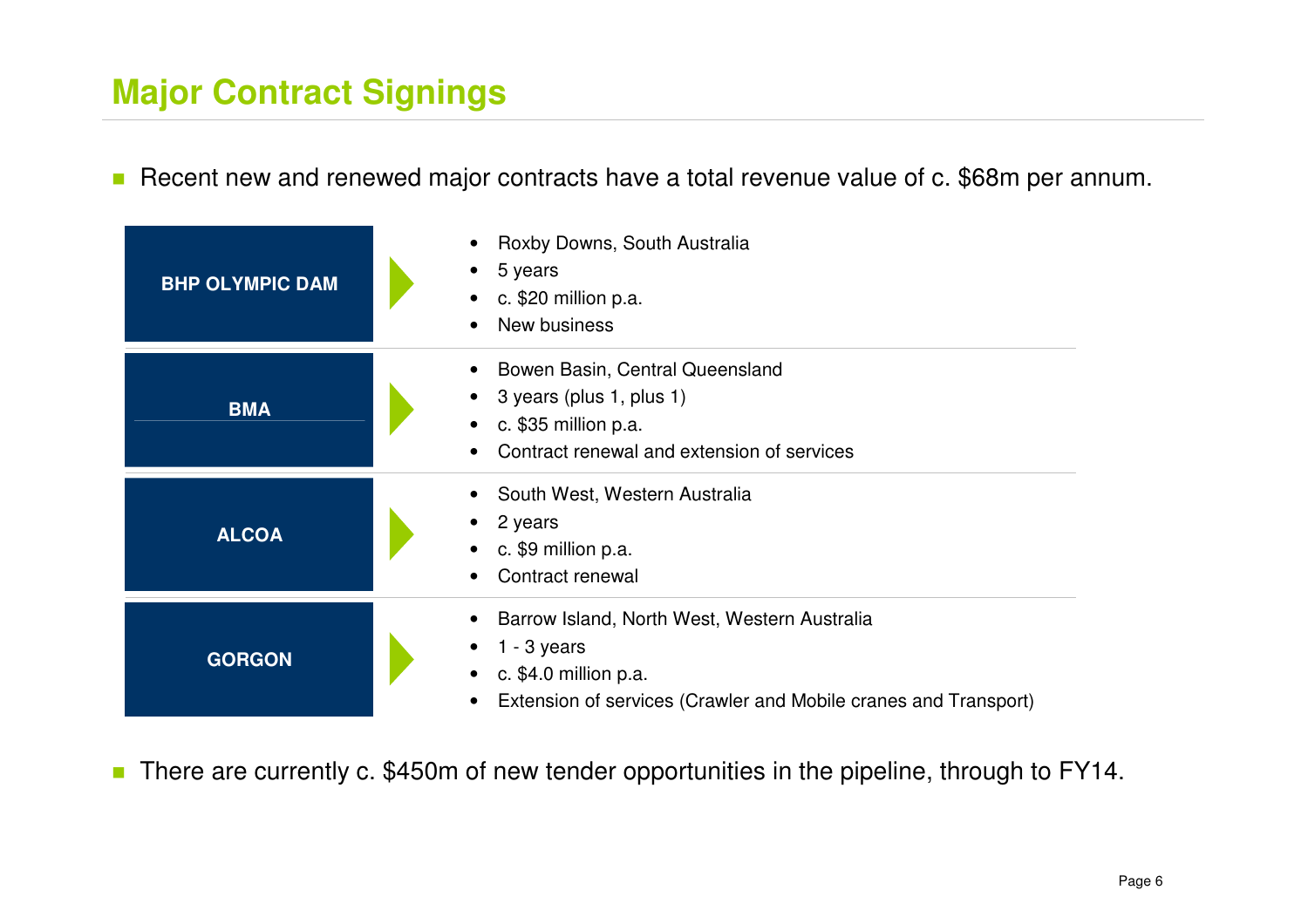# Major Contract Signings

- Recent new and renewed major contracts have a total revenue value of c. $68m per annum.

**BHP OLYMPIC DAM**

- Roxby Downs, South Australia
- 5 years
- c. $20 million p.a.
- New business

**BMA**

- Bowen Basin, Central Queensland
- 3 years (plus 1, plus 1)
- c. $35 million p.a.
- Contract renewal and extension of services

**ALCOA**

- South West, Western Australia
- 2 years
- c. $9 million p.a.
- Contract renewal

**GORGON**

- Barrow Island, North West, Western Australia
- 1 - 3 years
- c. $4.0 million p.a.
- Extension of services (Crawler and Mobile cranes and Transport)

- There are currently c. $450m of new tender opportunities in the pipeline, through to FY14.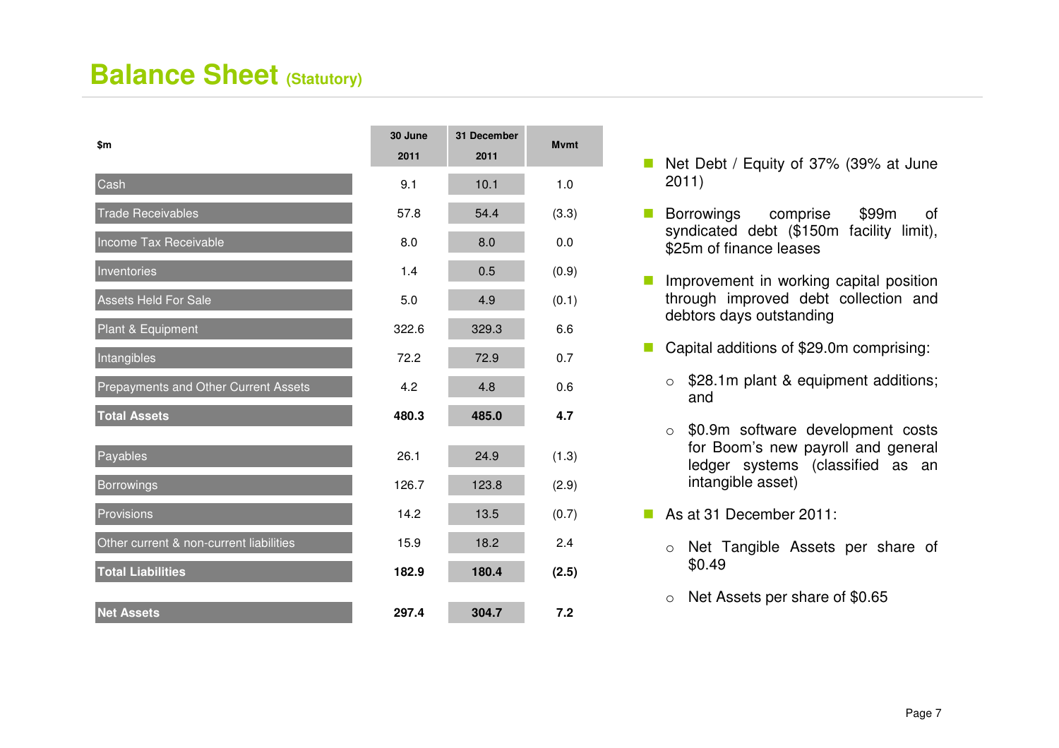# Balance Sheet (Statutory)

| $m | 30 June 2011 | 31 December 2011 | Mvmt |
|---|---|---|---|
| Cash | 9.1 | 10.1 | 1.0 |
| Trade Receivables | 57.8 | 54.4 | (3.3) |
| Income Tax Receivable | 8.0 | 8.0 | 0.0 |
| Inventories | 1.4 | 0.5 | (0.9) |
| Assets Held For Sale | 5.0 | 4.9 | (0.1) |
| Plant & Equipment | 322.6 | 329.3 | 6.6 |
| Intangibles | 72.2 | 72.9 | 0.7 |
| Prepayments and Other Current Assets | 4.2 | 4.8 | 0.6 |
| **Total Assets** | **480.3** | **485.0** | **4.7** |
| Payables | 26.1 | 24.9 | (1.3) |
| Borrowings | 126.7 | 123.8 | (2.9) |
| Provisions | 14.2 | 13.5 | (0.7) |
| Other current & non-current liabilities | 15.9 | 18.2 | 2.4 |
| **Total Liabilities** | **182.9** | **180.4** | **(2.5)** |
| **Net Assets** | **297.4** | **304.7** | **7.2** |

- Net Debt / Equity of 37% (39% at June 2011)
- Borrowings comprise $99m of syndicated debt ($150m facility limit), $25m of finance leases
- Improvement in working capital position through improved debt collection and debtors days outstanding
- Capital additions of $29.0m comprising:
  - $28.1m plant & equipment additions; and
  - $0.9m software development costs for Boom's new payroll and general ledger systems (classified as an intangible asset)
- As at 31 December 2011:
  - Net Tangible Assets per share of $0.49
  - Net Assets per share of $0.65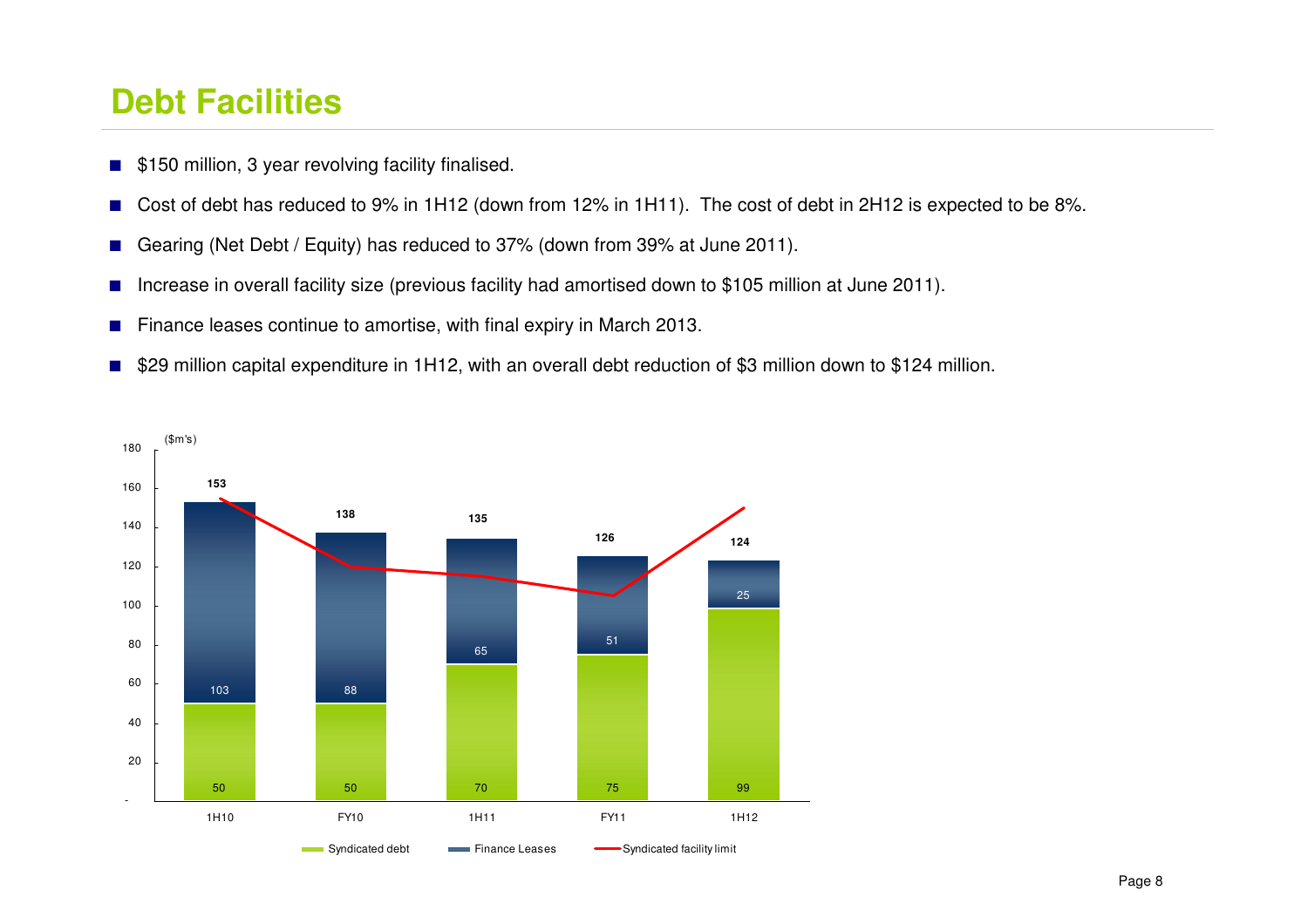# Debt Facilities

- $150 million, 3 year revolving facility finalised.
- Cost of debt has reduced to 9% in 1H12 (down from 12% in 1H11). The cost of debt in 2H12 is expected to be 8%.
- Gearing (Net Debt / Equity) has reduced to 37% (down from 39% at June 2011).
- Increase in overall facility size (previous facility had amortised down to $105 million at June 2011).
- Finance leases continue to amortise, with final expiry in March 2013.
- $29 million capital expenditure in 1H12, with an overall debt reduction of $3 million down to $124 million.

($m's)

| | 1H10 | FY10 | 1H11 | FY11 | 1H12 |
|---|---|---|---|---|---|
| Syndicated debt | 50 | 50 | 70 | 75 | 99 |
| Finance Leases | 103 | 88 | 65 | 51 | 25 |
| Total | 153 | 138 | 135 | 126 | 124 |

Legend: Syndicated debt, Finance Leases, Syndicated facility limit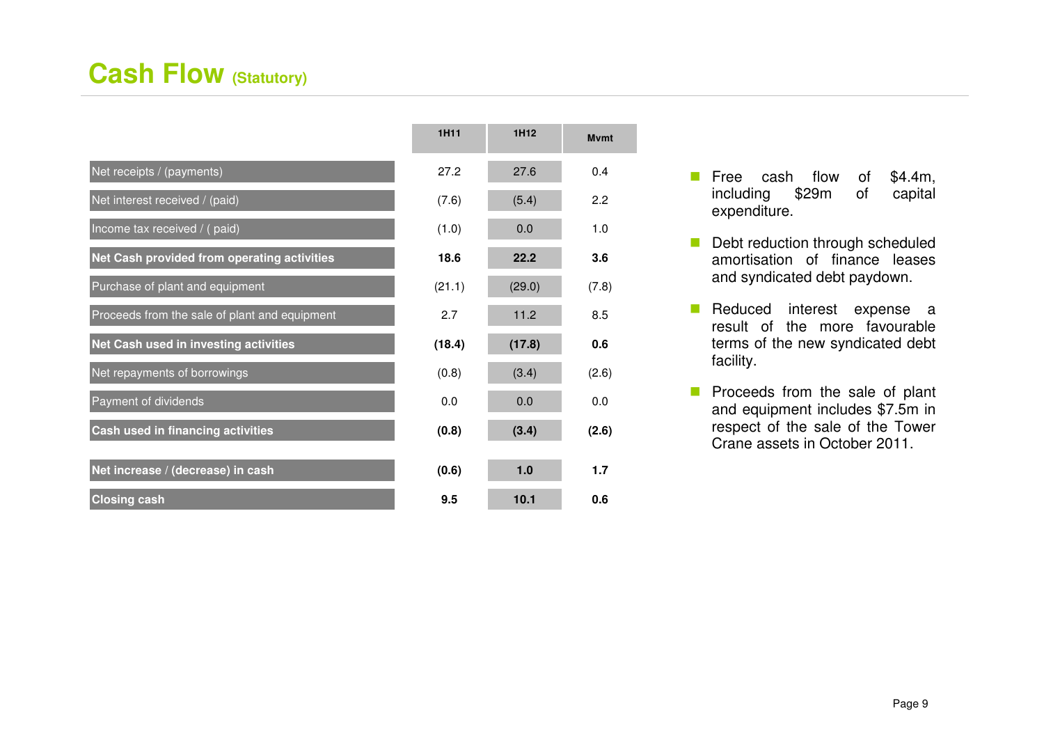# Cash Flow (Statutory)

| | 1H11 | 1H12 | Mvmt |
|---|---|---|---|
| Net receipts / (payments) | 27.2 | 27.6 | 0.4 |
| Net interest received / (paid) | (7.6) | (5.4) | 2.2 |
| Income tax received / ( paid) | (1.0) | 0.0 | 1.0 |
| **Net Cash provided from operating activities** | **18.6** | **22.2** | **3.6** |
| Purchase of plant and equipment | (21.1) | (29.0) | (7.8) |
| Proceeds from the sale of plant and equipment | 2.7 | 11.2 | 8.5 |
| **Net Cash used in investing activities** | **(18.4)** | **(17.8)** | **0.6** |
| Net repayments of borrowings | (0.8) | (3.4) | (2.6) |
| Payment of dividends | 0.0 | 0.0 | 0.0 |
| **Cash used in financing activities** | **(0.8)** | **(3.4)** | **(2.6)** |
| **Net increase / (decrease) in cash** | **(0.6)** | **1.0** | **1.7** |
| **Closing cash** | **9.5** | **10.1** | **0.6** |

- Free cash flow of $4.4m, including $29m of capital expenditure.
- Debt reduction through scheduled amortisation of finance leases and syndicated debt paydown.
- Reduced interest expense a result of the more favourable terms of the new syndicated debt facility.
- Proceeds from the sale of plant and equipment includes $7.5m in respect of the sale of the Tower Crane assets in October 2011.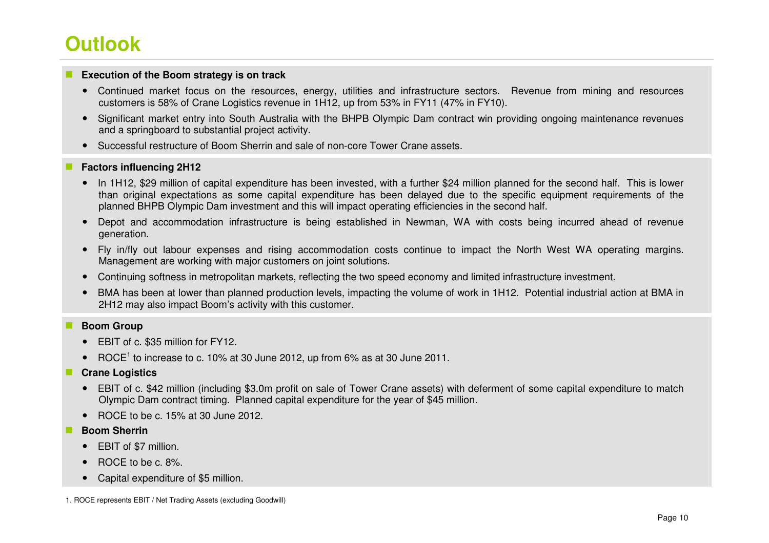# Outlook

- **Execution of the Boom strategy is on track**
  - Continued market focus on the resources, energy, utilities and infrastructure sectors. Revenue from mining and resources customers is 58% of Crane Logistics revenue in 1H12, up from 53% in FY11 (47% in FY10).
  - Significant market entry into South Australia with the BHPB Olympic Dam contract win providing ongoing maintenance revenues and a springboard to substantial project activity.
  - Successful restructure of Boom Sherrin and sale of non-core Tower Crane assets.

- **Factors influencing 2H12**
  - In 1H12, $29 million of capital expenditure has been invested, with a further $24 million planned for the second half. This is lower than original expectations as some capital expenditure has been delayed due to the specific equipment requirements of the planned BHPB Olympic Dam investment and this will impact operating efficiencies in the second half.
  - Depot and accommodation infrastructure is being established in Newman, WA with costs being incurred ahead of revenue generation.
  - Fly in/fly out labour expenses and rising accommodation costs continue to impact the North West WA operating margins. Management are working with major customers on joint solutions.
  - Continuing softness in metropolitan markets, reflecting the two speed economy and limited infrastructure investment.
  - BMA has been at lower than planned production levels, impacting the volume of work in 1H12. Potential industrial action at BMA in 2H12 may also impact Boom's activity with this customer.

- **Boom Group**
  - EBIT of c. $35 million for FY12.
  - ROCE[1] to increase to c. 10% at 30 June 2012, up from 6% as at 30 June 2011.

- **Crane Logistics**
  - EBIT of c. $42 million (including $3.0m profit on sale of Tower Crane assets) with deferment of some capital expenditure to match Olympic Dam contract timing. Planned capital expenditure for the year of $45 million.
  - ROCE to be c. 15% at 30 June 2012.

- **Boom Sherrin**
  - EBIT of $7 million.
  - ROCE to be c. 8%.
  - Capital expenditure of $5 million.

1. ROCE represents EBIT / Net Trading Assets (excluding Goodwill)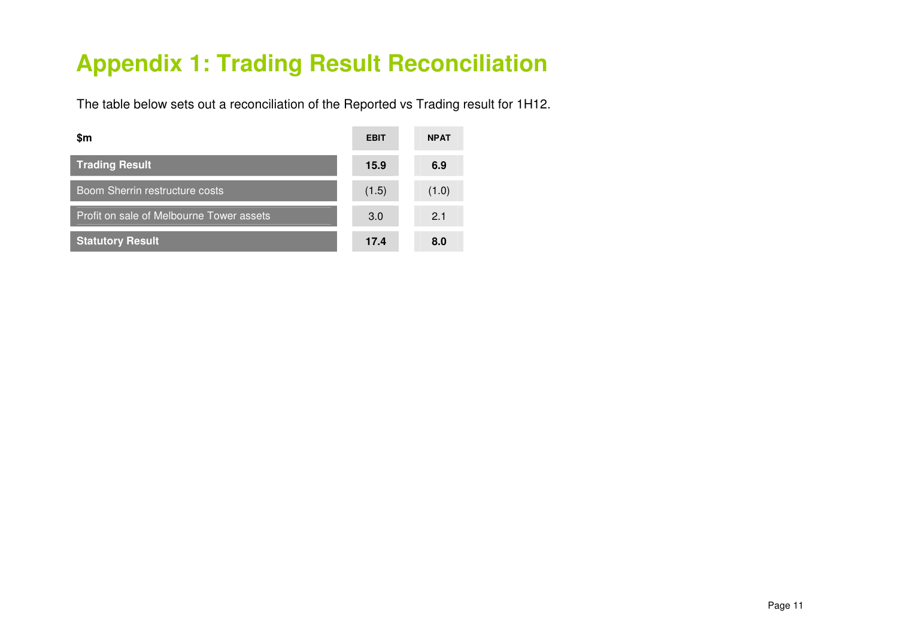# Appendix 1: Trading Result Reconciliation

The table below sets out a reconciliation of the Reported vs Trading result for 1H12.

| $m | EBIT | NPAT |
|---|---|---|
| **Trading Result** | **15.9** | **6.9** |
| Boom Sherrin restructure costs | (1.5) | (1.0) |
| Profit on sale of Melbourne Tower assets | 3.0 | 2.1 |
| **Statutory Result** | **17.4** | **8.0** |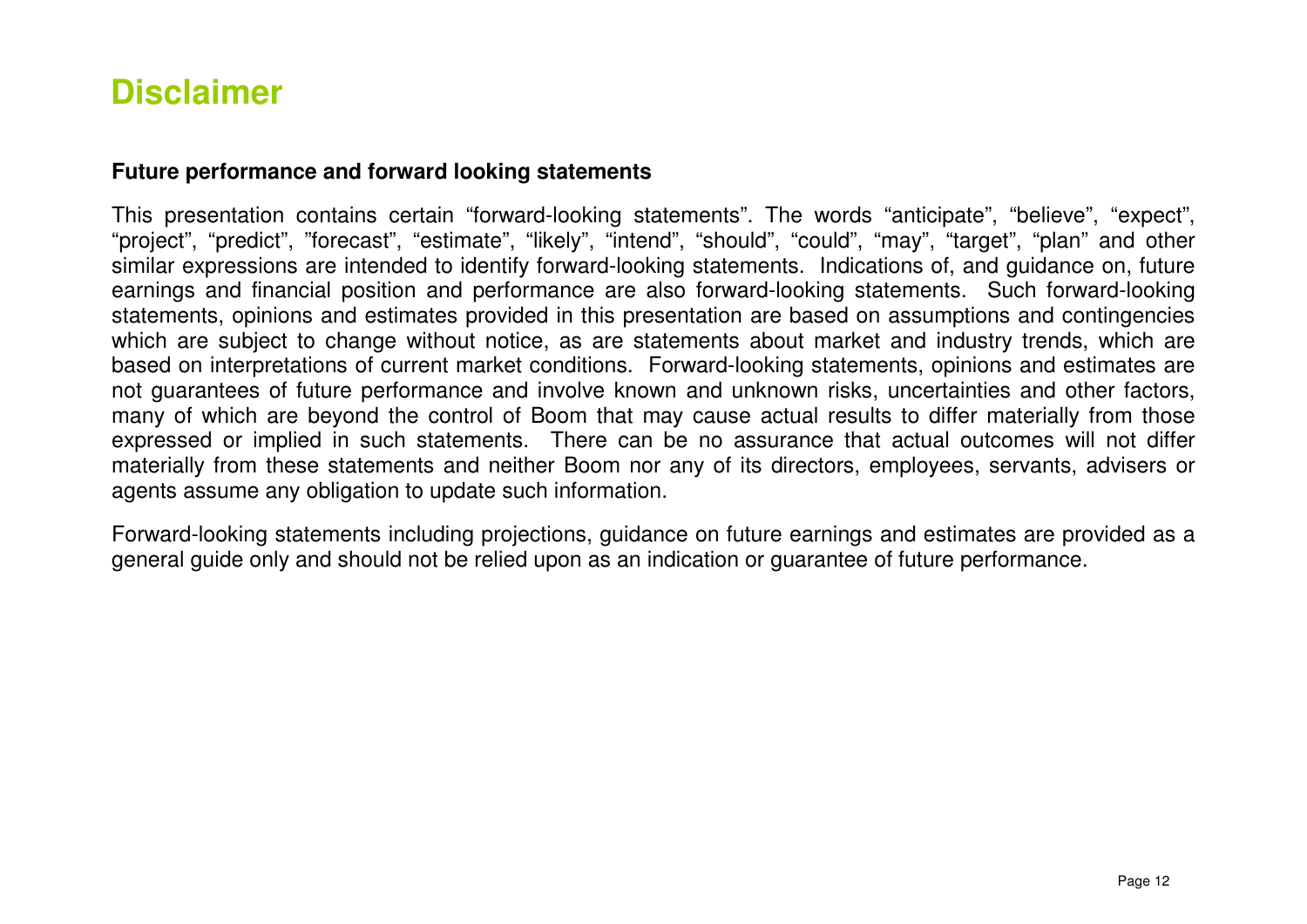# Disclaimer

**Future performance and forward looking statements**

This presentation contains certain “forward-looking statements”. The words “anticipate”, “believe”, “expect”, “project”, “predict”, ”forecast”, “estimate”, “likely”, “intend”, “should”, “could”, “may”, “target”, “plan” and other similar expressions are intended to identify forward-looking statements. Indications of, and guidance on, future earnings and financial position and performance are also forward-looking statements. Such forward-looking statements, opinions and estimates provided in this presentation are based on assumptions and contingencies which are subject to change without notice, as are statements about market and industry trends, which are based on interpretations of current market conditions. Forward-looking statements, opinions and estimates are not guarantees of future performance and involve known and unknown risks, uncertainties and other factors, many of which are beyond the control of Boom that may cause actual results to differ materially from those expressed or implied in such statements. There can be no assurance that actual outcomes will not differ materially from these statements and neither Boom nor any of its directors, employees, servants, advisers or agents assume any obligation to update such information.

Forward-looking statements including projections, guidance on future earnings and estimates are provided as a general guide only and should not be relied upon as an indication or guarantee of future performance.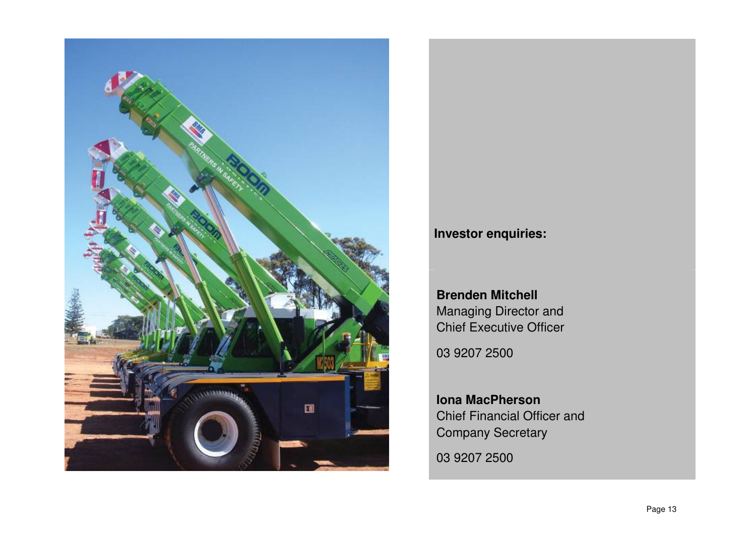**Investor enquiries:**

**Brenden Mitchell**
Managing Director and
Chief Executive Officer

03 9207 2500

**Iona MacPherson**
Chief Financial Officer and
Company Secretary

03 9207 2500